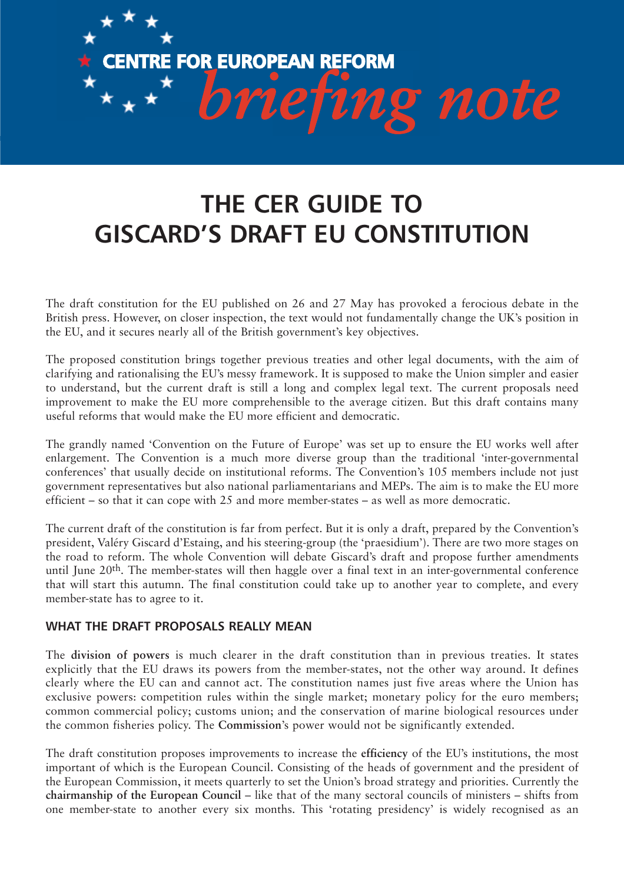CENTRE FOR EUROPEAN REFORM *briefing note*

# THE CER GUIDE TO GISCARD'S DRAFT EU CONSTITUTION

The draft constitution for the EU published on 26 and 27 May has provoked a ferocious debate in the British press. However, on closer inspection, the text would not fundamentally change the UK's position in the EU, and it secures nearly all of the British government's key objectives.

The proposed constitution brings together previous treaties and other legal documents, with the aim of clarifying and rationalising the EU's messy framework. It is supposed to make the Union simpler and easier to understand, but the current draft is still a long and complex legal text. The current proposals need improvement to make the EU more comprehensible to the average citizen. But this draft contains many useful reforms that would make the EU more efficient and democratic.

The grandly named 'Convention on the Future of Europe' was set up to ensure the EU works well after enlargement. The Convention is a much more diverse group than the traditional 'inter-governmental conferences' that usually decide on institutional reforms. The Convention's 105 members include not just government representatives but also national parliamentarians and MEPs. The aim is to make the EU more efficient – so that it can cope with 25 and more member-states – as well as more democratic.

The current draft of the constitution is far from perfect. But it is only a draft, prepared by the Convention's president, Valéry Giscard d'Estaing, and his steering-group (the 'praesidium'). There are two more stages on the road to reform. The whole Convention will debate Giscard's draft and propose further amendments until June 20th. The member-states will then haggle over a final text in an inter-governmental conference that will start this autumn. The final constitution could take up to another year to complete, and every member-state has to agree to it.

### WHAT THE DRAFT PROPOSALS REALLY MEAN

The **division of powers** is much clearer in the draft constitution than in previous treaties. It states explicitly that the EU draws its powers from the member-states, not the other way around. It defines clearly where the EU can and cannot act. The constitution names just five areas where the Union has exclusive powers: competition rules within the single market; monetary policy for the euro members; common commercial policy; customs union; and the conservation of marine biological resources under the common fisheries policy. The **Commission**'s power would not be significantly extended.

The draft constitution proposes improvements to increase the **efficiency** of the EU's institutions, the most important of which is the European Council. Consisting of the heads of government and the president of the European Commission, it meets quarterly to set the Union's broad strategy and priorities. Currently the **chairmanship of the European Council** – like that of the many sectoral councils of ministers – shifts from one member-state to another every six months. This 'rotating presidency' is widely recognised as an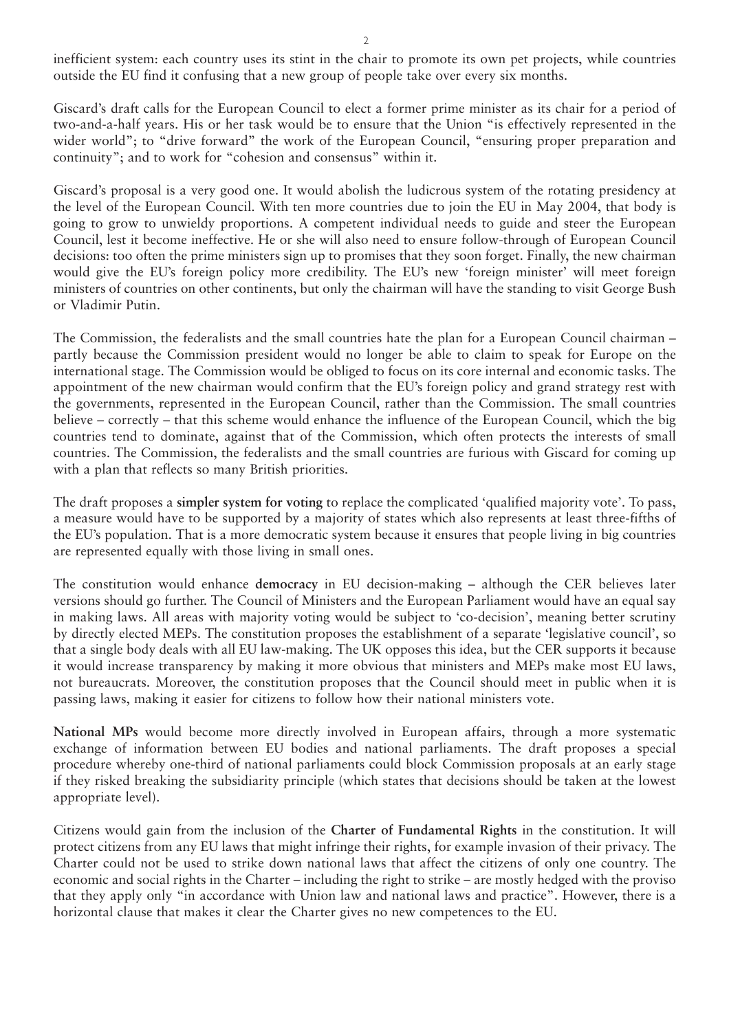inefficient system: each country uses its stint in the chair to promote its own pet projects, while countries outside the EU find it confusing that a new group of people take over every six months.

Giscard's draft calls for the European Council to elect a former prime minister as its chair for a period of two-and-a-half years. His or her task would be to ensure that the Union "is effectively represented in the wider world"; to "drive forward" the work of the European Council, "ensuring proper preparation and continuity"; and to work for "cohesion and consensus" within it.

Giscard's proposal is a very good one. It would abolish the ludicrous system of the rotating presidency at the level of the European Council. With ten more countries due to join the EU in May 2004, that body is going to grow to unwieldy proportions. A competent individual needs to guide and steer the European Council, lest it become ineffective. He or she will also need to ensure follow-through of European Council decisions: too often the prime ministers sign up to promises that they soon forget. Finally, the new chairman would give the EU's foreign policy more credibility. The EU's new 'foreign minister' will meet foreign ministers of countries on other continents, but only the chairman will have the standing to visit George Bush or Vladimir Putin.

The Commission, the federalists and the small countries hate the plan for a European Council chairman – partly because the Commission president would no longer be able to claim to speak for Europe on the international stage. The Commission would be obliged to focus on its core internal and economic tasks. The appointment of the new chairman would confirm that the EU's foreign policy and grand strategy rest with the governments, represented in the European Council, rather than the Commission. The small countries believe – correctly – that this scheme would enhance the influence of the European Council, which the big countries tend to dominate, against that of the Commission, which often protects the interests of small countries. The Commission, the federalists and the small countries are furious with Giscard for coming up with a plan that reflects so many British priorities.

The draft proposes a **simpler system for voting** to replace the complicated 'qualified majority vote'. To pass, a measure would have to be supported by a majority of states which also represents at least three-fifths of the EU's population. That is a more democratic system because it ensures that people living in big countries are represented equally with those living in small ones.

The constitution would enhance **democracy** in EU decision-making – although the CER believes later versions should go further. The Council of Ministers and the European Parliament would have an equal say in making laws. All areas with majority voting would be subject to 'co-decision', meaning better scrutiny by directly elected MEPs. The constitution proposes the establishment of a separate 'legislative council', so that a single body deals with all EU law-making. The UK opposes this idea, but the CER supports it because it would increase transparency by making it more obvious that ministers and MEPs make most EU laws, not bureaucrats. Moreover, the constitution proposes that the Council should meet in public when it is passing laws, making it easier for citizens to follow how their national ministers vote.

**National MPs** would become more directly involved in European affairs, through a more systematic exchange of information between EU bodies and national parliaments. The draft proposes a special procedure whereby one-third of national parliaments could block Commission proposals at an early stage if they risked breaking the subsidiarity principle (which states that decisions should be taken at the lowest appropriate level).

Citizens would gain from the inclusion of the **Charter of Fundamental Rights** in the constitution. It will protect citizens from any EU laws that might infringe their rights, for example invasion of their privacy. The Charter could not be used to strike down national laws that affect the citizens of only one country. The economic and social rights in the Charter – including the right to strike – are mostly hedged with the proviso that they apply only "in accordance with Union law and national laws and practice". However, there is a horizontal clause that makes it clear the Charter gives no new competences to the EU.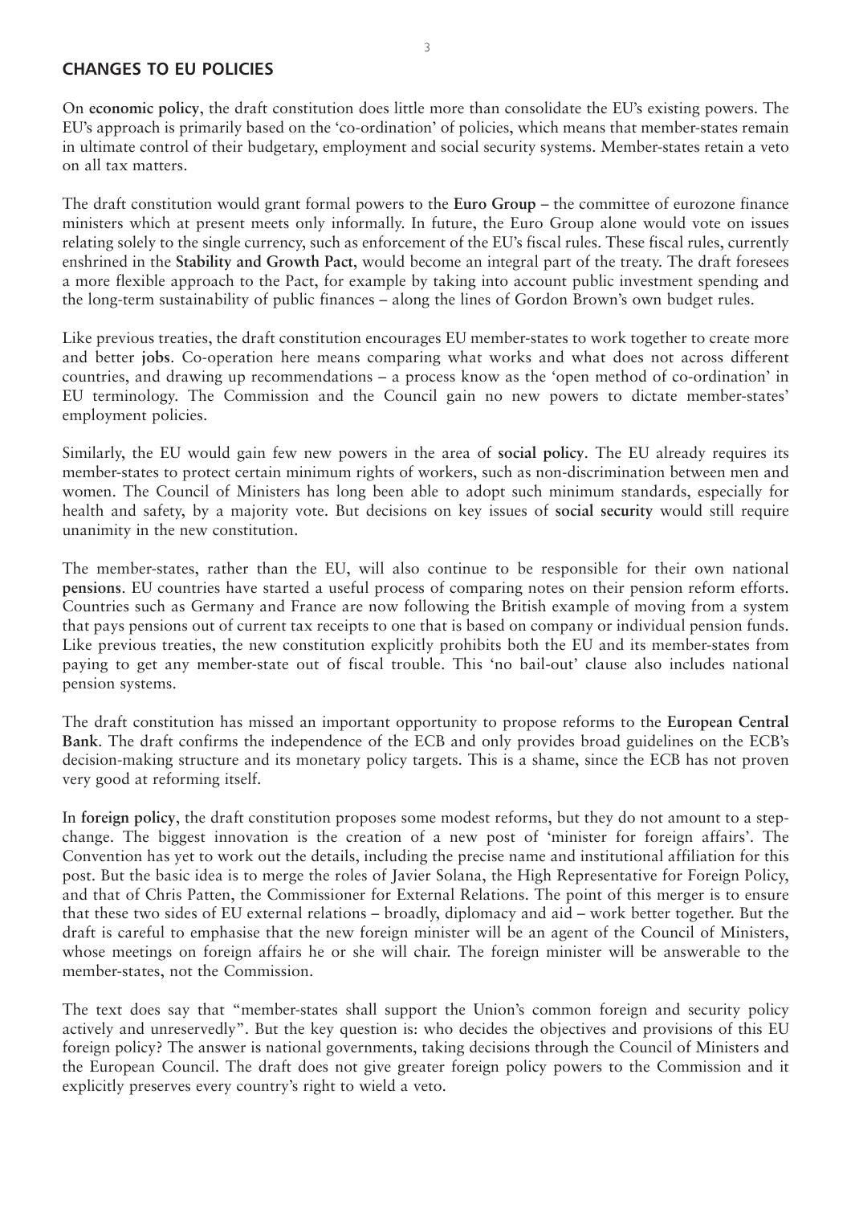## CHANGES TO EU POLICIES

On **economic policy**, the draft constitution does little more than consolidate the EU's existing powers. The EU's approach is primarily based on the 'co-ordination' of policies, which means that member-states remain in ultimate control of their budgetary, employment and social security systems. Member-states retain a veto on all tax matters.

The draft constitution would grant formal powers to the **Euro Group** – the committee of eurozone finance ministers which at present meets only informally. In future, the Euro Group alone would vote on issues relating solely to the single currency, such as enforcement of the EU's fiscal rules. These fiscal rules, currently enshrined in the **Stability and Growth Pact**, would become an integral part of the treaty. The draft foresees a more flexible approach to the Pact, for example by taking into account public investment spending and the long-term sustainability of public finances – along the lines of Gordon Brown's own budget rules.

Like previous treaties, the draft constitution encourages EU member-states to work together to create more and better **jobs**. Co-operation here means comparing what works and what does not across different countries, and drawing up recommendations – a process know as the 'open method of co-ordination' in EU terminology. The Commission and the Council gain no new powers to dictate member-states' employment policies.

Similarly, the EU would gain few new powers in the area of **social policy**. The EU already requires its member-states to protect certain minimum rights of workers, such as non-discrimination between men and women. The Council of Ministers has long been able to adopt such minimum standards, especially for health and safety, by a majority vote. But decisions on key issues of **social security** would still require unanimity in the new constitution.

The member-states, rather than the EU, will also continue to be responsible for their own national **pensions**. EU countries have started a useful process of comparing notes on their pension reform efforts. Countries such as Germany and France are now following the British example of moving from a system that pays pensions out of current tax receipts to one that is based on company or individual pension funds. Like previous treaties, the new constitution explicitly prohibits both the EU and its member-states from paying to get any member-state out of fiscal trouble. This 'no bail-out' clause also includes national pension systems.

The draft constitution has missed an important opportunity to propose reforms to the **European Central Bank**. The draft confirms the independence of the ECB and only provides broad guidelines on the ECB's decision-making structure and its monetary policy targets. This is a shame, since the ECB has not proven very good at reforming itself.

In **foreign policy**, the draft constitution proposes some modest reforms, but they do not amount to a step-change. The biggest innovation is the creation of a new post of 'minister for foreign affairs'. The Convention has yet to work out the details, including the precise name and institutional affiliation for this post. But the basic idea is to merge the roles of Javier Solana, the High Representative for Foreign Policy, and that of Chris Patten, the Commissioner for External Relations. The point of this merger is to ensure that these two sides of EU external relations – broadly, diplomacy and aid – work better together. But the draft is careful to emphasise that the new foreign minister will be an agent of the Council of Ministers, whose meetings on foreign affairs he or she will chair. The foreign minister will be answerable to the member-states, not the Commission.

The text does say that "member-states shall support the Union's common foreign and security policy actively and unreservedly". But the key question is: who decides the objectives and provisions of this EU foreign policy? The answer is national governments, taking decisions through the Council of Ministers and the European Council. The draft does not give greater foreign policy powers to the Commission and it explicitly preserves every country's right to wield a veto.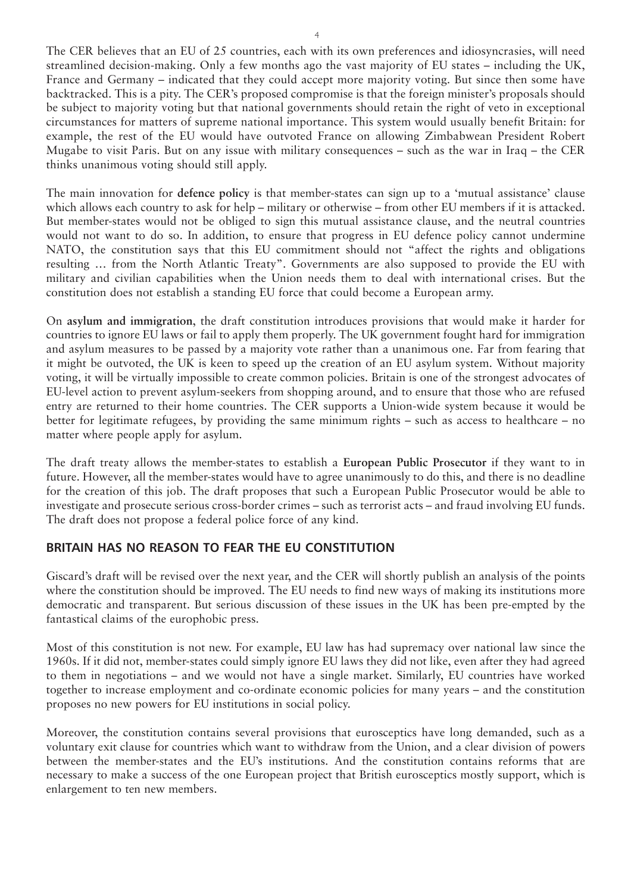The CER believes that an EU of 25 countries, each with its own preferences and idiosyncrasies, will need streamlined decision-making. Only a few months ago the vast majority of EU states – including the UK, France and Germany – indicated that they could accept more majority voting. But since then some have backtracked. This is a pity. The CER's proposed compromise is that the foreign minister's proposals should be subject to majority voting but that national governments should retain the right of veto in exceptional circumstances for matters of supreme national importance. This system would usually benefit Britain: for example, the rest of the EU would have outvoted France on allowing Zimbabwean President Robert Mugabe to visit Paris. But on any issue with military consequences – such as the war in Iraq – the CER thinks unanimous voting should still apply.

The main innovation for **defence policy** is that member-states can sign up to a 'mutual assistance' clause which allows each country to ask for help – military or otherwise – from other EU members if it is attacked. But member-states would not be obliged to sign this mutual assistance clause, and the neutral countries would not want to do so. In addition, to ensure that progress in EU defence policy cannot undermine NATO, the constitution says that this EU commitment should not "affect the rights and obligations resulting … from the North Atlantic Treaty". Governments are also supposed to provide the EU with military and civilian capabilities when the Union needs them to deal with international crises. But the constitution does not establish a standing EU force that could become a European army.

On **asylum and immigration**, the draft constitution introduces provisions that would make it harder for countries to ignore EU laws or fail to apply them properly. The UK government fought hard for immigration and asylum measures to be passed by a majority vote rather than a unanimous one. Far from fearing that it might be outvoted, the UK is keen to speed up the creation of an EU asylum system. Without majority voting, it will be virtually impossible to create common policies. Britain is one of the strongest advocates of EU-level action to prevent asylum-seekers from shopping around, and to ensure that those who are refused entry are returned to their home countries. The CER supports a Union-wide system because it would be better for legitimate refugees, by providing the same minimum rights – such as access to healthcare – no matter where people apply for asylum.

The draft treaty allows the member-states to establish a **European Public Prosecutor** if they want to in future. However, all the member-states would have to agree unanimously to do this, and there is no deadline for the creation of this job. The draft proposes that such a European Public Prosecutor would be able to investigate and prosecute serious cross-border crimes – such as terrorist acts – and fraud involving EU funds. The draft does not propose a federal police force of any kind.

## BRITAIN HAS NO REASON TO FEAR THE EU CONSTITUTION

Giscard's draft will be revised over the next year, and the CER will shortly publish an analysis of the points where the constitution should be improved. The EU needs to find new ways of making its institutions more democratic and transparent. But serious discussion of these issues in the UK has been pre-empted by the fantastical claims of the europhobic press.

Most of this constitution is not new. For example, EU law has had supremacy over national law since the 1960s. If it did not, member-states could simply ignore EU laws they did not like, even after they had agreed to them in negotiations – and we would not have a single market. Similarly, EU countries have worked together to increase employment and co-ordinate economic policies for many years – and the constitution proposes no new powers for EU institutions in social policy.

Moreover, the constitution contains several provisions that eurosceptics have long demanded, such as a voluntary exit clause for countries which want to withdraw from the Union, and a clear division of powers between the member-states and the EU's institutions. And the constitution contains reforms that are necessary to make a success of the one European project that British eurosceptics mostly support, which is enlargement to ten new members.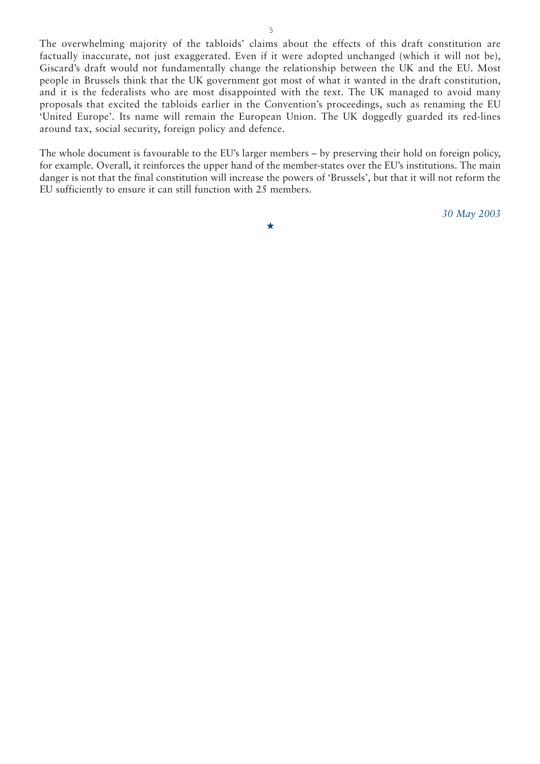The overwhelming majority of the tabloids' claims about the effects of this draft constitution are factually inaccurate, not just exaggerated. Even if it were adopted unchanged (which it will not be), Giscard's draft would not fundamentally change the relationship between the UK and the EU. Most people in Brussels think that the UK government got most of what it wanted in the draft constitution, and it is the federalists who are most disappointed with the text. The UK managed to avoid many proposals that excited the tabloids earlier in the Convention's proceedings, such as renaming the EU 'United Europe'. Its name will remain the European Union. The UK doggedly guarded its red-lines around tax, social security, foreign policy and defence.

The whole document is favourable to the EU's larger members – by preserving their hold on foreign policy, for example. Overall, it reinforces the upper hand of the member-states over the EU's institutions. The main danger is not that the final constitution will increase the powers of 'Brussels', but that it will not reform the EU sufficiently to ensure it can still function with 25 members.

*30 May 2003*

★